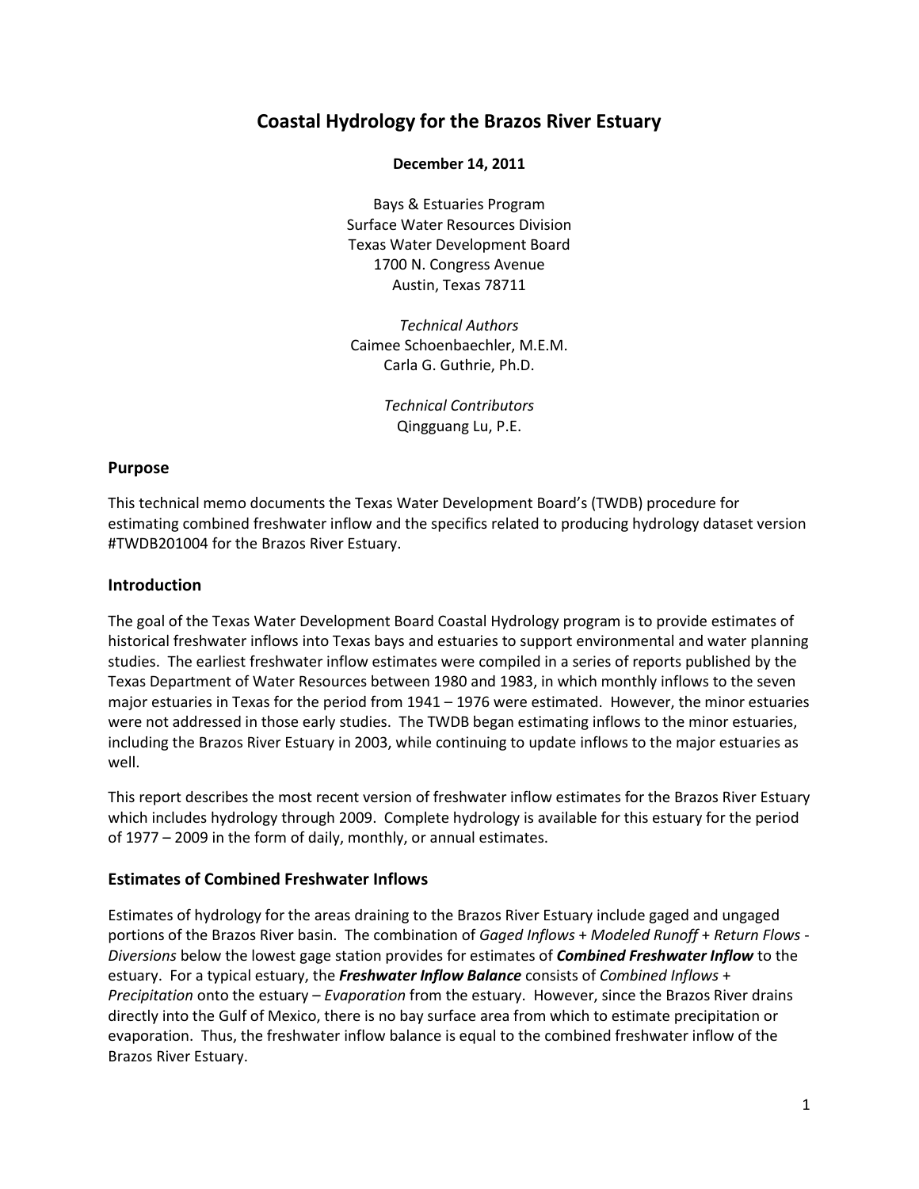# Coastal Hydrology for the Brazos River Estuary

**December 14, 2011**

Bays & Estuaries Program
Surface Water Resources Division
Texas Water Development Board
1700 N. Congress Avenue
Austin, Texas 78711

*Technical Authors*
Caimee Schoenbaechler, M.E.M.
Carla G. Guthrie, Ph.D.

*Technical Contributors*
Qingguang Lu, P.E.

## Purpose

This technical memo documents the Texas Water Development Board's (TWDB) procedure for estimating combined freshwater inflow and the specifics related to producing hydrology dataset version #TWDB201004 for the Brazos River Estuary.

## Introduction

The goal of the Texas Water Development Board Coastal Hydrology program is to provide estimates of historical freshwater inflows into Texas bays and estuaries to support environmental and water planning studies. The earliest freshwater inflow estimates were compiled in a series of reports published by the Texas Department of Water Resources between 1980 and 1983, in which monthly inflows to the seven major estuaries in Texas for the period from 1941 – 1976 were estimated. However, the minor estuaries were not addressed in those early studies. The TWDB began estimating inflows to the minor estuaries, including the Brazos River Estuary in 2003, while continuing to update inflows to the major estuaries as well.

This report describes the most recent version of freshwater inflow estimates for the Brazos River Estuary which includes hydrology through 2009. Complete hydrology is available for this estuary for the period of 1977 – 2009 in the form of daily, monthly, or annual estimates.

## Estimates of Combined Freshwater Inflows

Estimates of hydrology for the areas draining to the Brazos River Estuary include gaged and ungaged portions of the Brazos River basin. The combination of *Gaged Inflows* + *Modeled Runoff* + *Return Flows* - *Diversions* below the lowest gage station provides for estimates of ***Combined Freshwater Inflow*** to the estuary. For a typical estuary, the ***Freshwater Inflow Balance*** consists of *Combined Inflows* + *Precipitation* onto the estuary – *Evaporation* from the estuary. However, since the Brazos River drains directly into the Gulf of Mexico, there is no bay surface area from which to estimate precipitation or evaporation. Thus, the freshwater inflow balance is equal to the combined freshwater inflow of the Brazos River Estuary.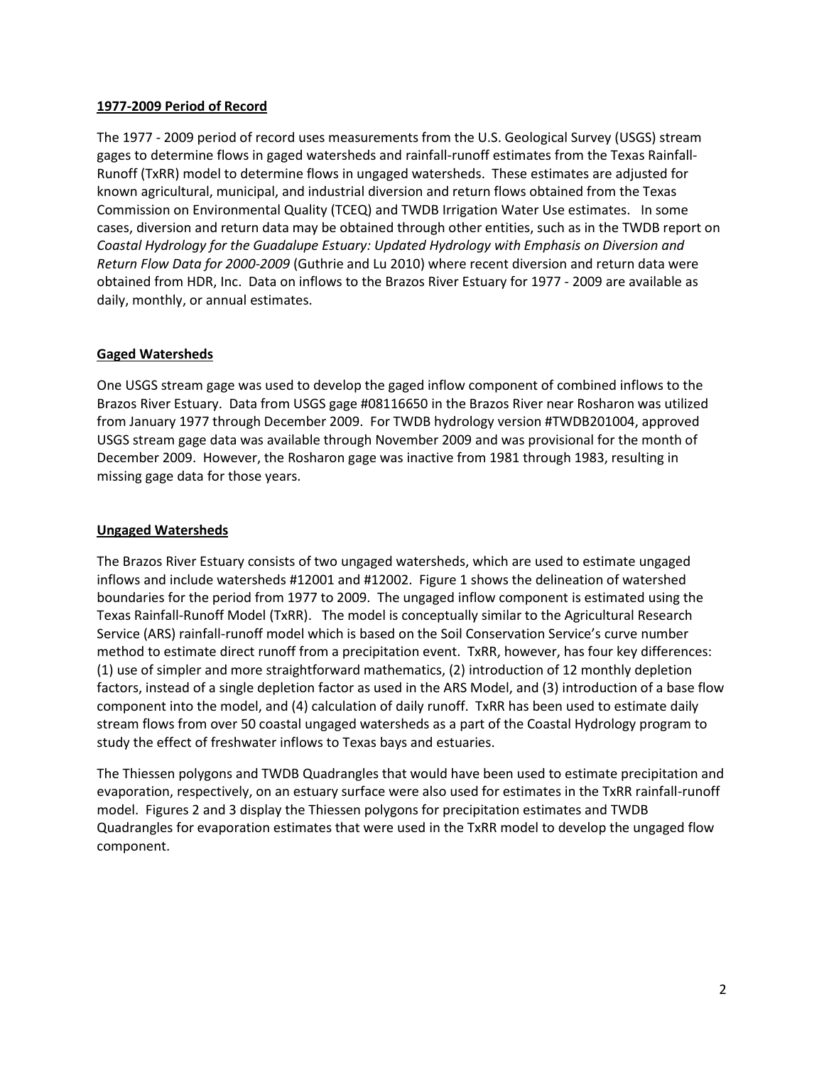## 1977-2009 Period of Record

The 1977 - 2009 period of record uses measurements from the U.S. Geological Survey (USGS) stream gages to determine flows in gaged watersheds and rainfall-runoff estimates from the Texas Rainfall-Runoff (TxRR) model to determine flows in ungaged watersheds. These estimates are adjusted for known agricultural, municipal, and industrial diversion and return flows obtained from the Texas Commission on Environmental Quality (TCEQ) and TWDB Irrigation Water Use estimates. In some cases, diversion and return data may be obtained through other entities, such as in the TWDB report on *Coastal Hydrology for the Guadalupe Estuary: Updated Hydrology with Emphasis on Diversion and Return Flow Data for 2000-2009* (Guthrie and Lu 2010) where recent diversion and return data were obtained from HDR, Inc. Data on inflows to the Brazos River Estuary for 1977 - 2009 are available as daily, monthly, or annual estimates.

## Gaged Watersheds

One USGS stream gage was used to develop the gaged inflow component of combined inflows to the Brazos River Estuary. Data from USGS gage #08116650 in the Brazos River near Rosharon was utilized from January 1977 through December 2009. For TWDB hydrology version #TWDB201004, approved USGS stream gage data was available through November 2009 and was provisional for the month of December 2009. However, the Rosharon gage was inactive from 1981 through 1983, resulting in missing gage data for those years.

## Ungaged Watersheds

The Brazos River Estuary consists of two ungaged watersheds, which are used to estimate ungaged inflows and include watersheds #12001 and #12002. Figure 1 shows the delineation of watershed boundaries for the period from 1977 to 2009. The ungaged inflow component is estimated using the Texas Rainfall-Runoff Model (TxRR). The model is conceptually similar to the Agricultural Research Service (ARS) rainfall-runoff model which is based on the Soil Conservation Service's curve number method to estimate direct runoff from a precipitation event. TxRR, however, has four key differences: (1) use of simpler and more straightforward mathematics, (2) introduction of 12 monthly depletion factors, instead of a single depletion factor as used in the ARS Model, and (3) introduction of a base flow component into the model, and (4) calculation of daily runoff. TxRR has been used to estimate daily stream flows from over 50 coastal ungaged watersheds as a part of the Coastal Hydrology program to study the effect of freshwater inflows to Texas bays and estuaries.

The Thiessen polygons and TWDB Quadrangles that would have been used to estimate precipitation and evaporation, respectively, on an estuary surface were also used for estimates in the TxRR rainfall-runoff model. Figures 2 and 3 display the Thiessen polygons for precipitation estimates and TWDB Quadrangles for evaporation estimates that were used in the TxRR model to develop the ungaged flow component.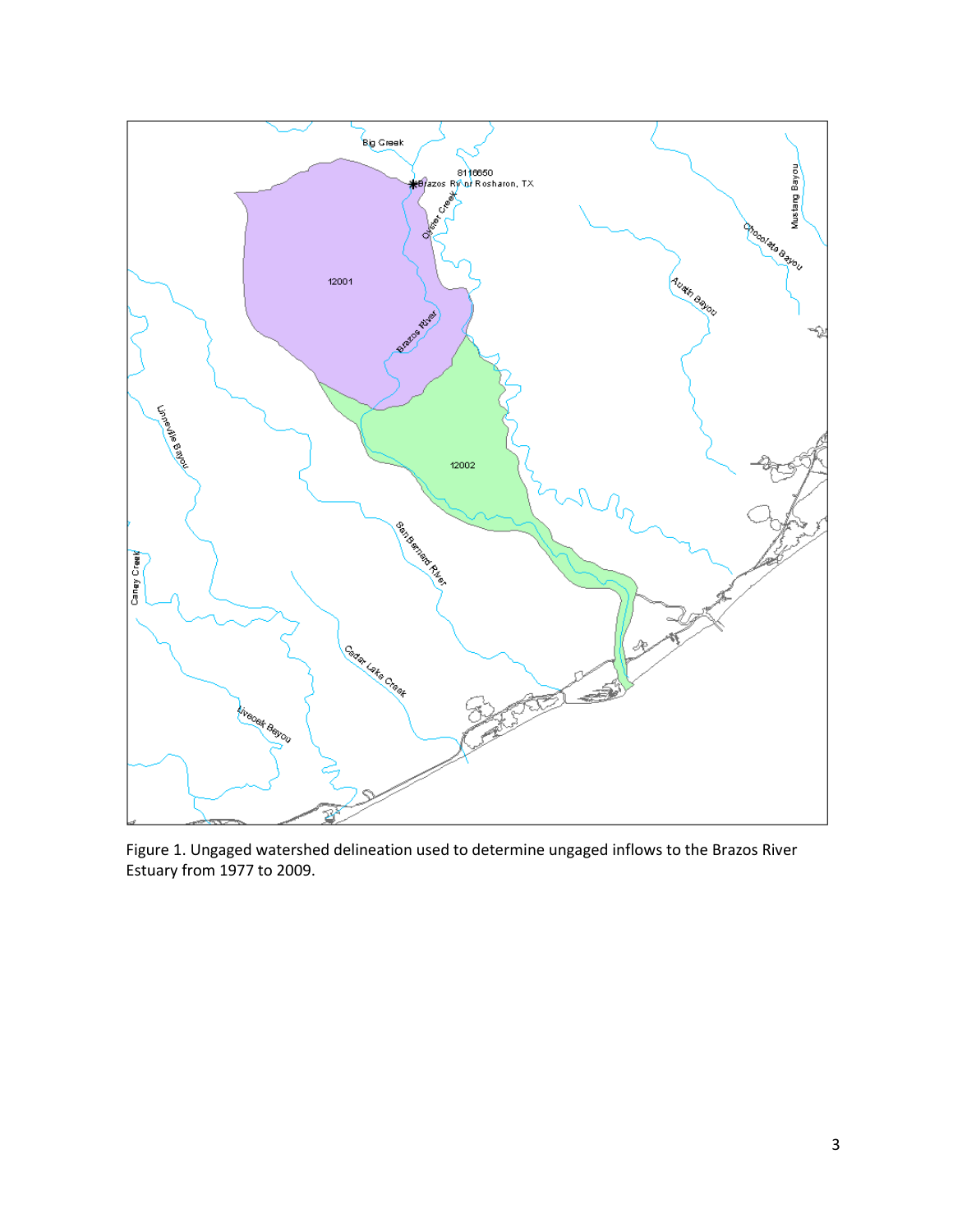Figure 1. Ungaged watershed delineation used to determine ungaged inflows to the Brazos River Estuary from 1977 to 2009.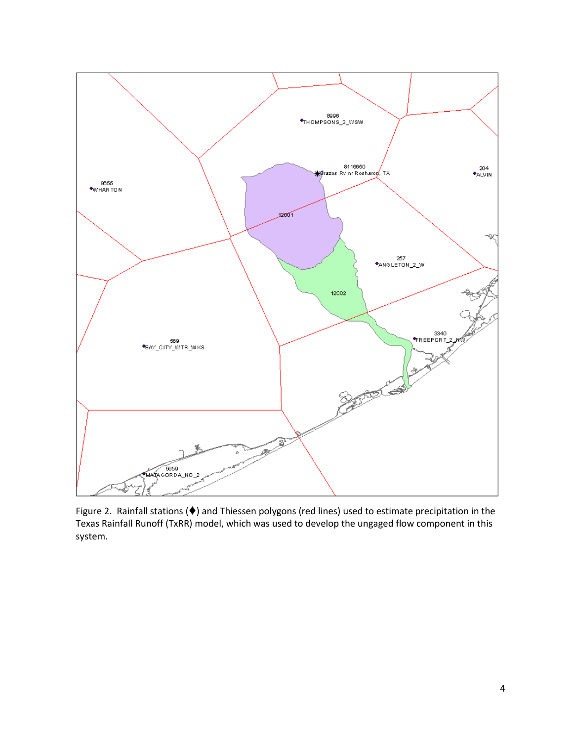Figure 2. Rainfall stations (♦) and Thiessen polygons (red lines) used to estimate precipitation in the Texas Rainfall Runoff (TxRR) model, which was used to develop the ungaged flow component in this system.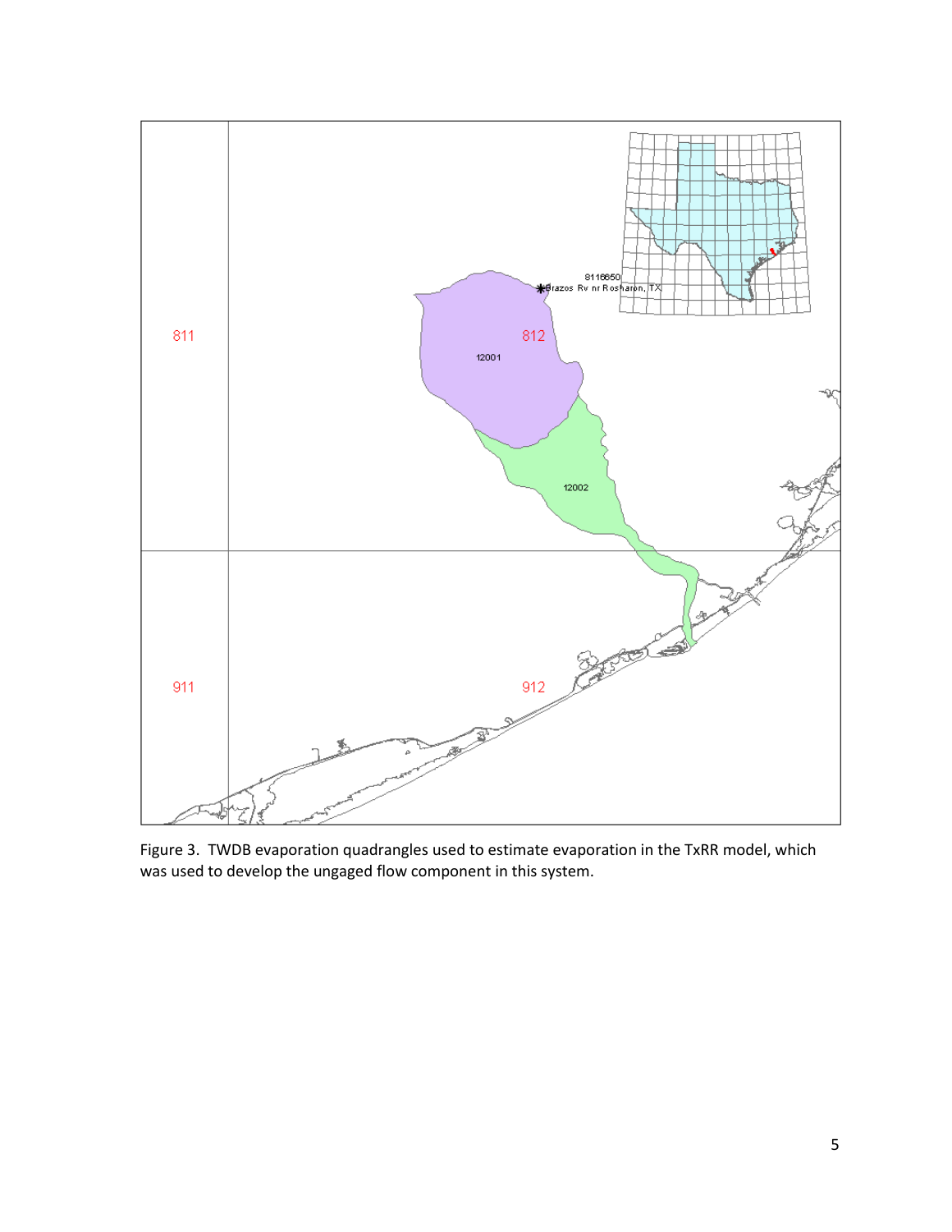Figure 3. TWDB evaporation quadrangles used to estimate evaporation in the TxRR model, which was used to develop the ungaged flow component in this system.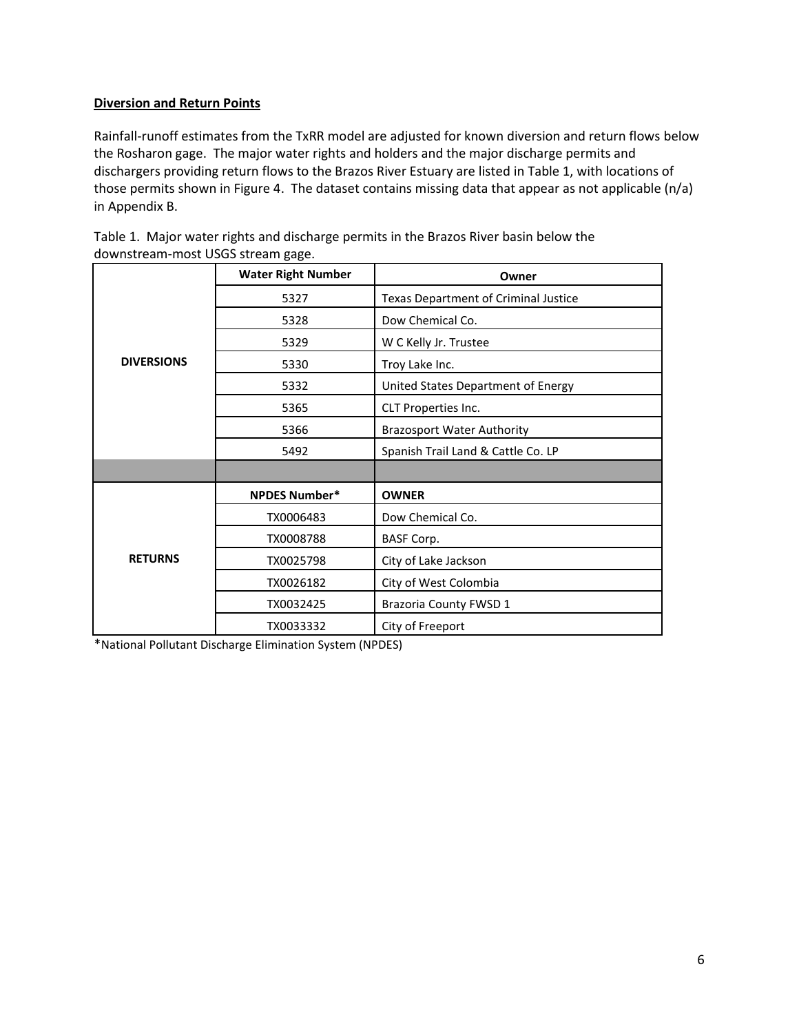**Diversion and Return Points**

Rainfall-runoff estimates from the TxRR model are adjusted for known diversion and return flows below the Rosharon gage. The major water rights and holders and the major discharge permits and dischargers providing return flows to the Brazos River Estuary are listed in Table 1, with locations of those permits shown in Figure 4. The dataset contains missing data that appear as not applicable (n/a) in Appendix B.

Table 1. Major water rights and discharge permits in the Brazos River basin below the downstream-most USGS stream gage.

| | **Water Right Number** | **Owner** |
|---|---|---|
| **DIVERSIONS** | 5327 | Texas Department of Criminal Justice |
| | 5328 | Dow Chemical Co. |
| | 5329 | W C Kelly Jr. Trustee |
| | 5330 | Troy Lake Inc. |
| | 5332 | United States Department of Energy |
| | 5365 | CLT Properties Inc. |
| | 5366 | Brazosport Water Authority |
| | 5492 | Spanish Trail Land & Cattle Co. LP |
| | | |
| **RETURNS** | **NPDES Number*** | **OWNER** |
| | TX0006483 | Dow Chemical Co. |
| | TX0008788 | BASF Corp. |
| | TX0025798 | City of Lake Jackson |
| | TX0026182 | City of West Colombia |
| | TX0032425 | Brazoria County FWSD 1 |
| | TX0033332 | City of Freeport |

*National Pollutant Discharge Elimination System (NPDES)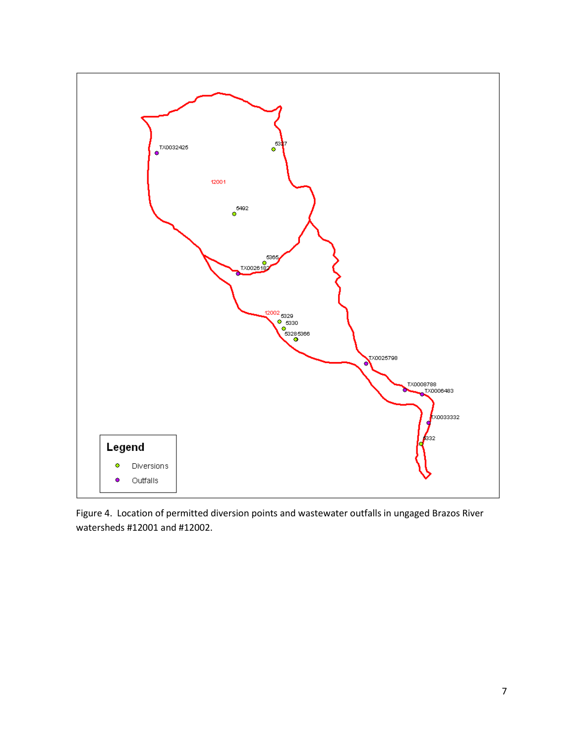Figure 4. Location of permitted diversion points and wastewater outfalls in ungaged Brazos River watersheds #12001 and #12002.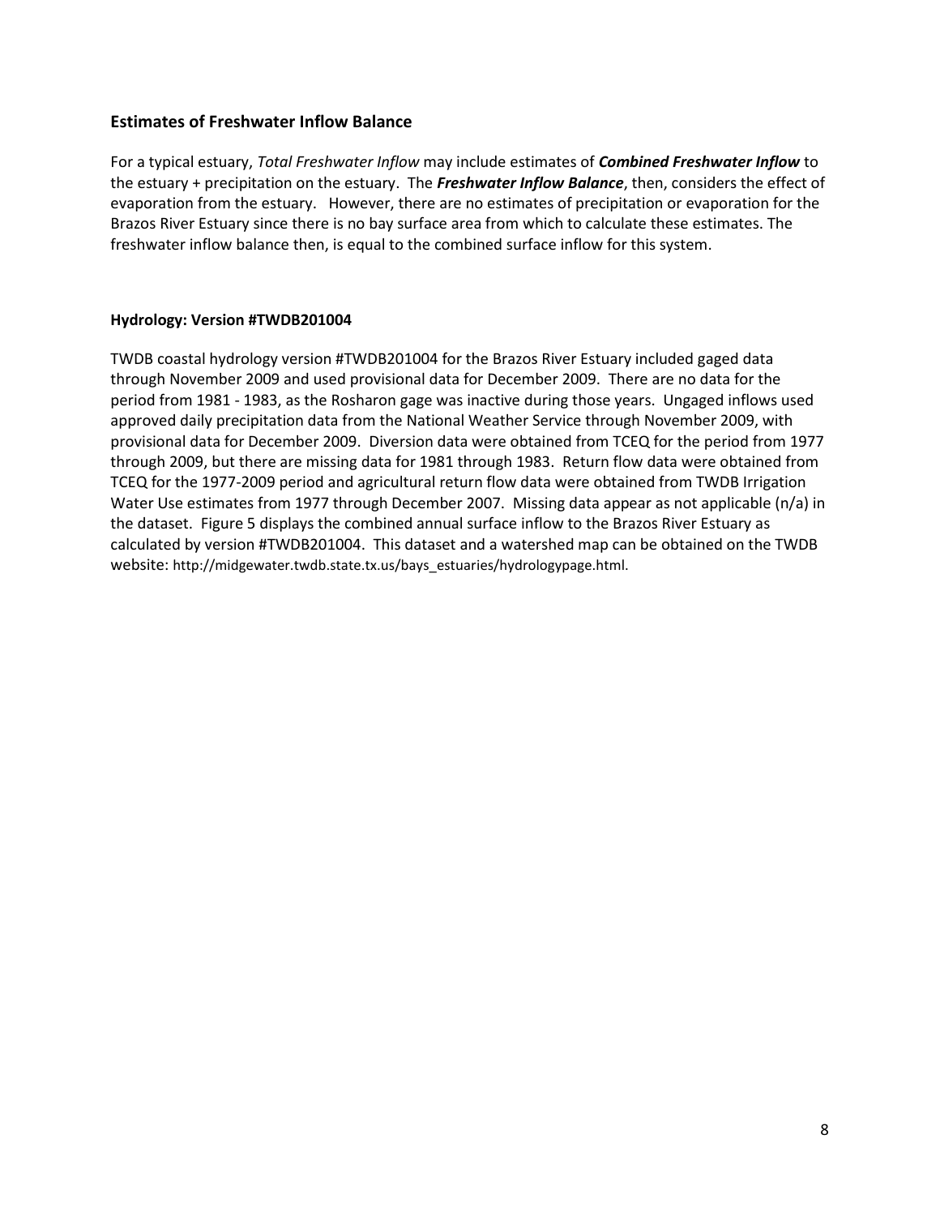## Estimates of Freshwater Inflow Balance

For a typical estuary, *Total Freshwater Inflow* may include estimates of ***Combined Freshwater Inflow*** to the estuary + precipitation on the estuary. The ***Freshwater Inflow Balance***, then, considers the effect of evaporation from the estuary. However, there are no estimates of precipitation or evaporation for the Brazos River Estuary since there is no bay surface area from which to calculate these estimates. The freshwater inflow balance then, is equal to the combined surface inflow for this system.

### Hydrology: Version #TWDB201004

TWDB coastal hydrology version #TWDB201004 for the Brazos River Estuary included gaged data through November 2009 and used provisional data for December 2009. There are no data for the period from 1981 - 1983, as the Rosharon gage was inactive during those years. Ungaged inflows used approved daily precipitation data from the National Weather Service through November 2009, with provisional data for December 2009. Diversion data were obtained from TCEQ for the period from 1977 through 2009, but there are missing data for 1981 through 1983. Return flow data were obtained from TCEQ for the 1977-2009 period and agricultural return flow data were obtained from TWDB Irrigation Water Use estimates from 1977 through December 2007. Missing data appear as not applicable (n/a) in the dataset. Figure 5 displays the combined annual surface inflow to the Brazos River Estuary as calculated by version #TWDB201004. This dataset and a watershed map can be obtained on the TWDB website: http://midgewater.twdb.state.tx.us/bays_estuaries/hydrologypage.html.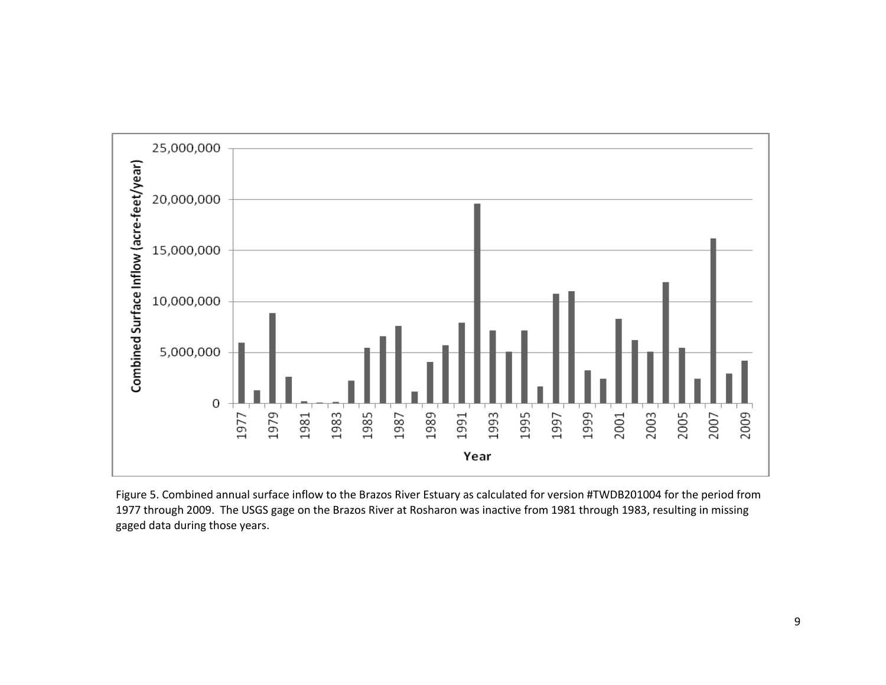Figure 5. Combined annual surface inflow to the Brazos River Estuary as calculated for version #TWDB201004 for the period from 1977 through 2009. The USGS gage on the Brazos River at Rosharon was inactive from 1981 through 1983, resulting in missing gaged data during those years.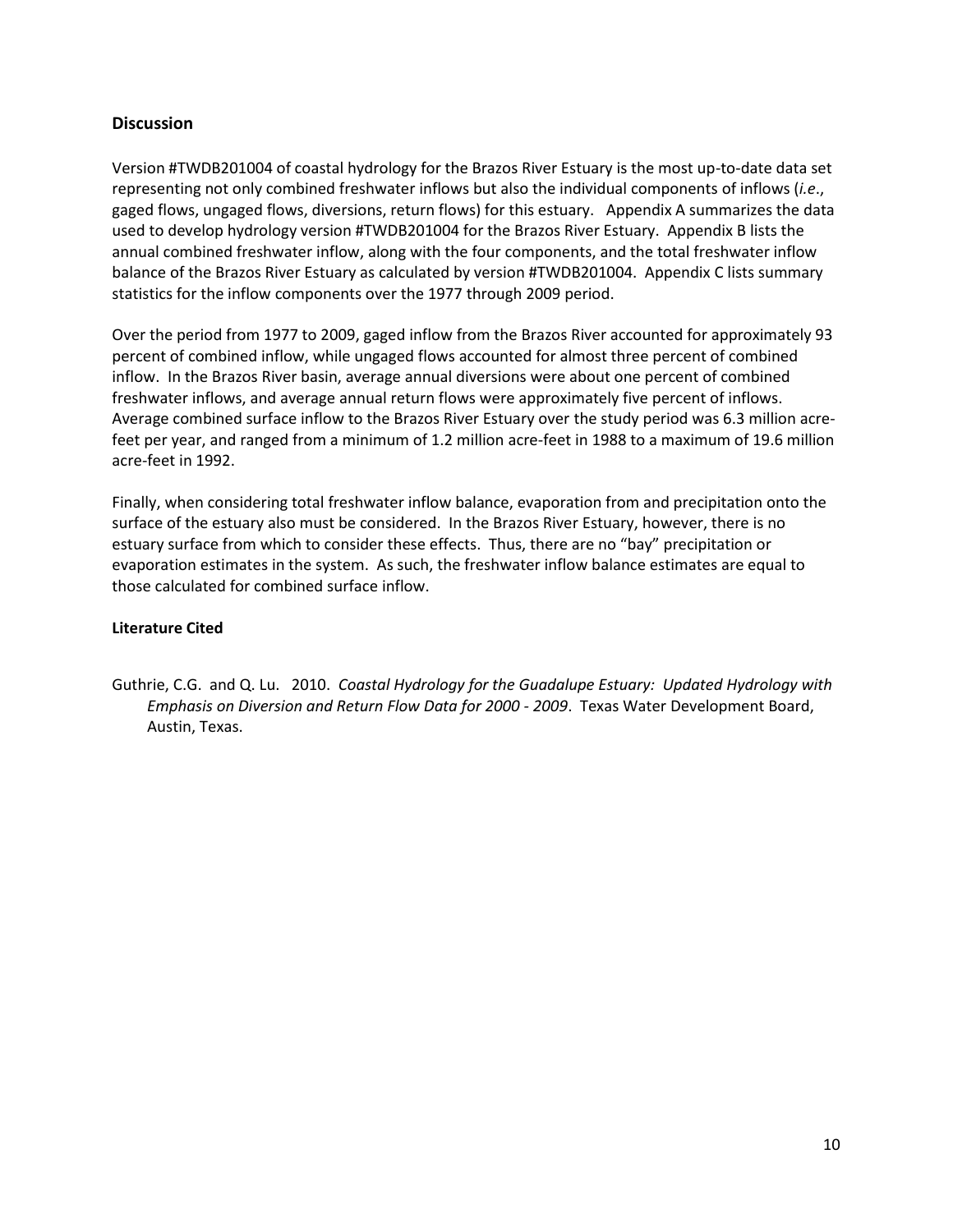## Discussion

Version #TWDB201004 of coastal hydrology for the Brazos River Estuary is the most up-to-date data set representing not only combined freshwater inflows but also the individual components of inflows (*i.e*., gaged flows, ungaged flows, diversions, return flows) for this estuary. Appendix A summarizes the data used to develop hydrology version #TWDB201004 for the Brazos River Estuary. Appendix B lists the annual combined freshwater inflow, along with the four components, and the total freshwater inflow balance of the Brazos River Estuary as calculated by version #TWDB201004. Appendix C lists summary statistics for the inflow components over the 1977 through 2009 period.

Over the period from 1977 to 2009, gaged inflow from the Brazos River accounted for approximately 93 percent of combined inflow, while ungaged flows accounted for almost three percent of combined inflow. In the Brazos River basin, average annual diversions were about one percent of combined freshwater inflows, and average annual return flows were approximately five percent of inflows. Average combined surface inflow to the Brazos River Estuary over the study period was 6.3 million acre-feet per year, and ranged from a minimum of 1.2 million acre-feet in 1988 to a maximum of 19.6 million acre-feet in 1992.

Finally, when considering total freshwater inflow balance, evaporation from and precipitation onto the surface of the estuary also must be considered. In the Brazos River Estuary, however, there is no estuary surface from which to consider these effects. Thus, there are no "bay" precipitation or evaporation estimates in the system. As such, the freshwater inflow balance estimates are equal to those calculated for combined surface inflow.

### Literature Cited

Guthrie, C.G. and Q. Lu. 2010. *Coastal Hydrology for the Guadalupe Estuary: Updated Hydrology with Emphasis on Diversion and Return Flow Data for 2000 - 2009*. Texas Water Development Board, Austin, Texas.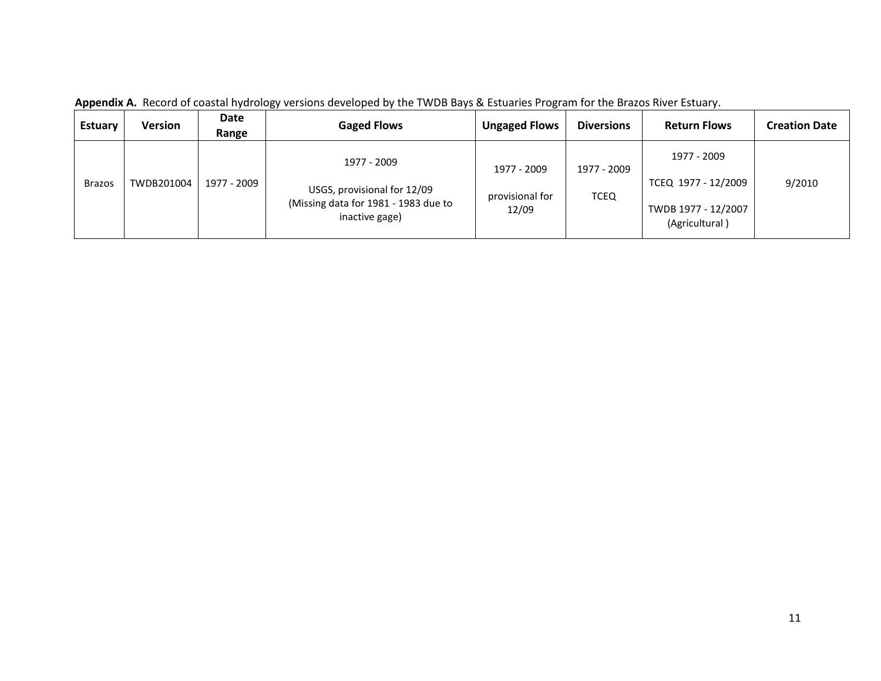**Appendix A.** Record of coastal hydrology versions developed by the TWDB Bays & Estuaries Program for the Brazos River Estuary.

| Estuary | Version | Date Range | Gaged Flows | Ungaged Flows | Diversions | Return Flows | Creation Date |
|---|---|---|---|---|---|---|---|
| Brazos | TWDB201004 | 1977 - 2009 | 1977 - 2009<br><br>USGS, provisional for 12/09<br>(Missing data for 1981 - 1983 due to inactive gage) | 1977 - 2009<br><br>provisional for 12/09 | 1977 - 2009<br><br>TCEQ | 1977 - 2009<br><br>TCEQ 1977 - 12/2009<br><br>TWDB 1977 - 12/2007<br>(Agricultural ) | 9/2010 |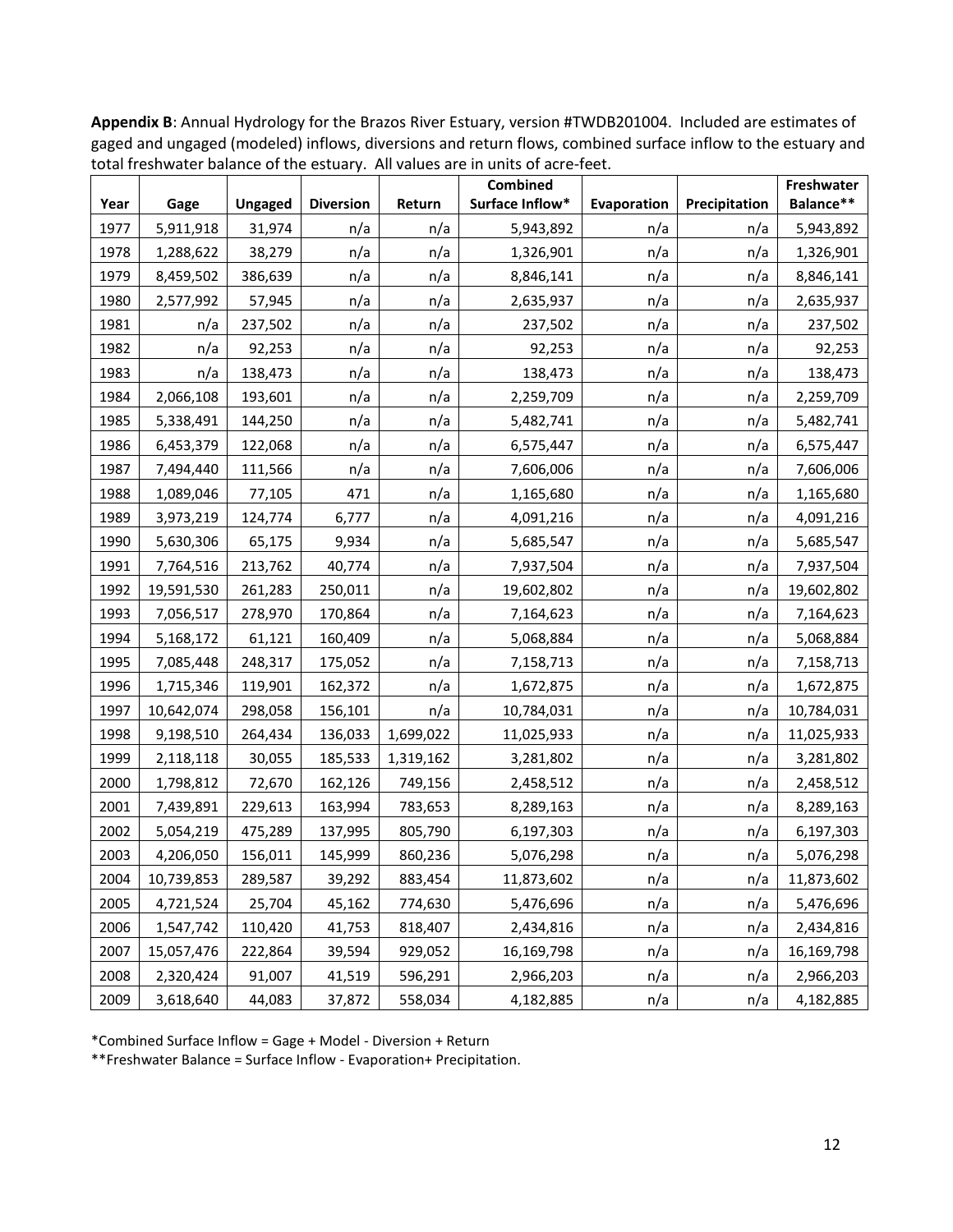**Appendix B**: Annual Hydrology for the Brazos River Estuary, version #TWDB201004. Included are estimates of gaged and ungaged (modeled) inflows, diversions and return flows, combined surface inflow to the estuary and total freshwater balance of the estuary. All values are in units of acre-feet.

| Year | Gage | Ungaged | Diversion | Return | Combined Surface Inflow* | Evaporation | Precipitation | Freshwater Balance** |
|---|---|---|---|---|---|---|---|---|
| 1977 | 5,911,918 | 31,974 | n/a | n/a | 5,943,892 | n/a | n/a | 5,943,892 |
| 1978 | 1,288,622 | 38,279 | n/a | n/a | 1,326,901 | n/a | n/a | 1,326,901 |
| 1979 | 8,459,502 | 386,639 | n/a | n/a | 8,846,141 | n/a | n/a | 8,846,141 |
| 1980 | 2,577,992 | 57,945 | n/a | n/a | 2,635,937 | n/a | n/a | 2,635,937 |
| 1981 | n/a | 237,502 | n/a | n/a | 237,502 | n/a | n/a | 237,502 |
| 1982 | n/a | 92,253 | n/a | n/a | 92,253 | n/a | n/a | 92,253 |
| 1983 | n/a | 138,473 | n/a | n/a | 138,473 | n/a | n/a | 138,473 |
| 1984 | 2,066,108 | 193,601 | n/a | n/a | 2,259,709 | n/a | n/a | 2,259,709 |
| 1985 | 5,338,491 | 144,250 | n/a | n/a | 5,482,741 | n/a | n/a | 5,482,741 |
| 1986 | 6,453,379 | 122,068 | n/a | n/a | 6,575,447 | n/a | n/a | 6,575,447 |
| 1987 | 7,494,440 | 111,566 | n/a | n/a | 7,606,006 | n/a | n/a | 7,606,006 |
| 1988 | 1,089,046 | 77,105 | 471 | n/a | 1,165,680 | n/a | n/a | 1,165,680 |
| 1989 | 3,973,219 | 124,774 | 6,777 | n/a | 4,091,216 | n/a | n/a | 4,091,216 |
| 1990 | 5,630,306 | 65,175 | 9,934 | n/a | 5,685,547 | n/a | n/a | 5,685,547 |
| 1991 | 7,764,516 | 213,762 | 40,774 | n/a | 7,937,504 | n/a | n/a | 7,937,504 |
| 1992 | 19,591,530 | 261,283 | 250,011 | n/a | 19,602,802 | n/a | n/a | 19,602,802 |
| 1993 | 7,056,517 | 278,970 | 170,864 | n/a | 7,164,623 | n/a | n/a | 7,164,623 |
| 1994 | 5,168,172 | 61,121 | 160,409 | n/a | 5,068,884 | n/a | n/a | 5,068,884 |
| 1995 | 7,085,448 | 248,317 | 175,052 | n/a | 7,158,713 | n/a | n/a | 7,158,713 |
| 1996 | 1,715,346 | 119,901 | 162,372 | n/a | 1,672,875 | n/a | n/a | 1,672,875 |
| 1997 | 10,642,074 | 298,058 | 156,101 | n/a | 10,784,031 | n/a | n/a | 10,784,031 |
| 1998 | 9,198,510 | 264,434 | 136,033 | 1,699,022 | 11,025,933 | n/a | n/a | 11,025,933 |
| 1999 | 2,118,118 | 30,055 | 185,533 | 1,319,162 | 3,281,802 | n/a | n/a | 3,281,802 |
| 2000 | 1,798,812 | 72,670 | 162,126 | 749,156 | 2,458,512 | n/a | n/a | 2,458,512 |
| 2001 | 7,439,891 | 229,613 | 163,994 | 783,653 | 8,289,163 | n/a | n/a | 8,289,163 |
| 2002 | 5,054,219 | 475,289 | 137,995 | 805,790 | 6,197,303 | n/a | n/a | 6,197,303 |
| 2003 | 4,206,050 | 156,011 | 145,999 | 860,236 | 5,076,298 | n/a | n/a | 5,076,298 |
| 2004 | 10,739,853 | 289,587 | 39,292 | 883,454 | 11,873,602 | n/a | n/a | 11,873,602 |
| 2005 | 4,721,524 | 25,704 | 45,162 | 774,630 | 5,476,696 | n/a | n/a | 5,476,696 |
| 2006 | 1,547,742 | 110,420 | 41,753 | 818,407 | 2,434,816 | n/a | n/a | 2,434,816 |
| 2007 | 15,057,476 | 222,864 | 39,594 | 929,052 | 16,169,798 | n/a | n/a | 16,169,798 |
| 2008 | 2,320,424 | 91,007 | 41,519 | 596,291 | 2,966,203 | n/a | n/a | 2,966,203 |
| 2009 | 3,618,640 | 44,083 | 37,872 | 558,034 | 4,182,885 | n/a | n/a | 4,182,885 |

*Combined Surface Inflow = Gage + Model - Diversion + Return

**Freshwater Balance = Surface Inflow - Evaporation+ Precipitation.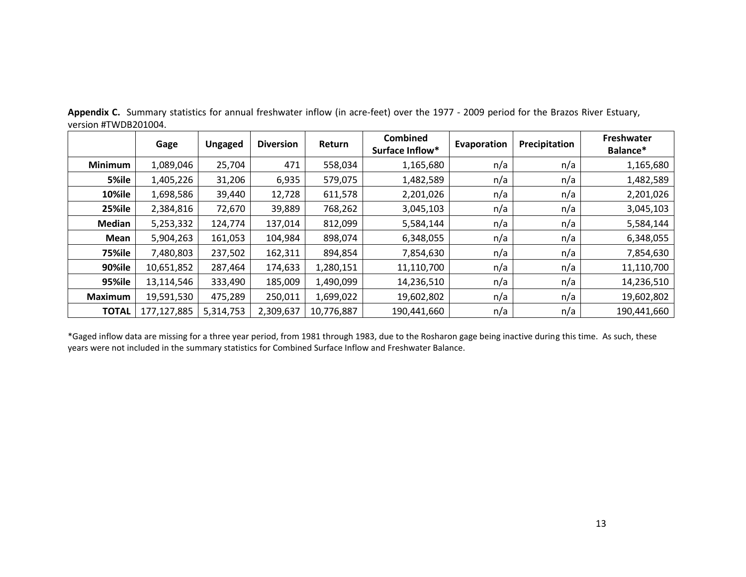**Appendix C.** Summary statistics for annual freshwater inflow (in acre-feet) over the 1977 - 2009 period for the Brazos River Estuary, version #TWDB201004.

| | Gage | Ungaged | Diversion | Return | Combined Surface Inflow* | Evaporation | Precipitation | Freshwater Balance* |
|---|---|---|---|---|---|---|---|---|
| **Minimum** | 1,089,046 | 25,704 | 471 | 558,034 | 1,165,680 | n/a | n/a | 1,165,680 |
| **5%ile** | 1,405,226 | 31,206 | 6,935 | 579,075 | 1,482,589 | n/a | n/a | 1,482,589 |
| **10%ile** | 1,698,586 | 39,440 | 12,728 | 611,578 | 2,201,026 | n/a | n/a | 2,201,026 |
| **25%ile** | 2,384,816 | 72,670 | 39,889 | 768,262 | 3,045,103 | n/a | n/a | 3,045,103 |
| **Median** | 5,253,332 | 124,774 | 137,014 | 812,099 | 5,584,144 | n/a | n/a | 5,584,144 |
| **Mean** | 5,904,263 | 161,053 | 104,984 | 898,074 | 6,348,055 | n/a | n/a | 6,348,055 |
| **75%ile** | 7,480,803 | 237,502 | 162,311 | 894,854 | 7,854,630 | n/a | n/a | 7,854,630 |
| **90%ile** | 10,651,852 | 287,464 | 174,633 | 1,280,151 | 11,110,700 | n/a | n/a | 11,110,700 |
| **95%ile** | 13,114,546 | 333,490 | 185,009 | 1,490,099 | 14,236,510 | n/a | n/a | 14,236,510 |
| **Maximum** | 19,591,530 | 475,289 | 250,011 | 1,699,022 | 19,602,802 | n/a | n/a | 19,602,802 |
| **TOTAL** | 177,127,885 | 5,314,753 | 2,309,637 | 10,776,887 | 190,441,660 | n/a | n/a | 190,441,660 |

*Gaged inflow data are missing for a three year period, from 1981 through 1983, due to the Rosharon gage being inactive during this time. As such, these years were not included in the summary statistics for Combined Surface Inflow and Freshwater Balance.